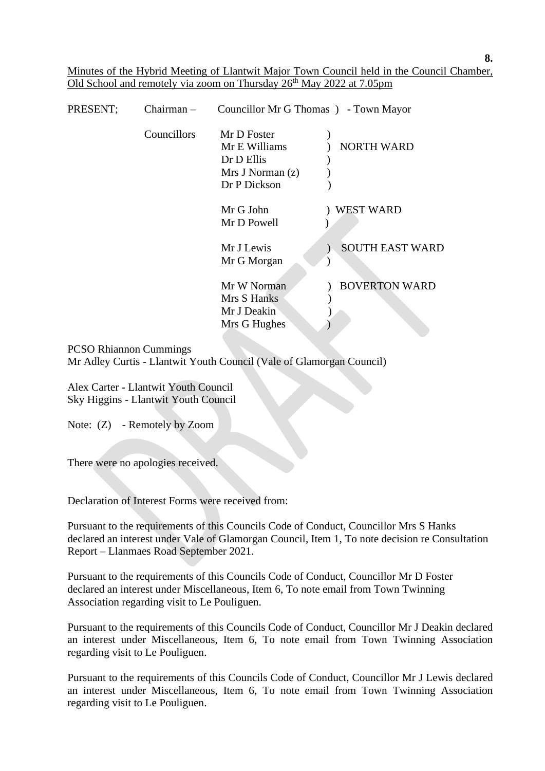Minutes of the Hybrid Meeting of Llantwit Major Town Council held in the Council Chamber, Old School and remotely via zoom on Thursday 26th May 2022 at 7.05pm

| PRESENT; | Chairman – | Councillor Mr G Thomas ) - Town Mayor | |
|---|---|---|---|
| | Councillors | Mr D Foster | ) |
| | | Mr E Williams | ) NORTH WARD |
| | | Dr D Ellis | ) |
| | | Mrs J Norman (z) | ) |
| | | Dr P Dickson | ) |
| | | Mr G John | ) WEST WARD |
| | | Mr D Powell | ) |
| | | Mr J Lewis | ) SOUTH EAST WARD |
| | | Mr G Morgan | ) |
| | | Mr W Norman | ) BOVERTON WARD |
| | | Mrs S Hanks | ) |
| | | Mr J Deakin | ) |
| | | Mrs G Hughes | ) |

PCSO Rhiannon Cummings
Mr Adley Curtis - Llantwit Youth Council (Vale of Glamorgan Council)

Alex Carter - Llantwit Youth Council
Sky Higgins - Llantwit Youth Council

Note: (Z) - Remotely by Zoom

There were no apologies received.

Declaration of Interest Forms were received from:

Pursuant to the requirements of this Councils Code of Conduct, Councillor Mrs S Hanks declared an interest under Vale of Glamorgan Council, Item 1, To note decision re Consultation Report – Llanmaes Road September 2021.

Pursuant to the requirements of this Councils Code of Conduct, Councillor Mr D Foster declared an interest under Miscellaneous, Item 6, To note email from Town Twinning Association regarding visit to Le Pouliguen.

Pursuant to the requirements of this Councils Code of Conduct, Councillor Mr J Deakin declared an interest under Miscellaneous, Item 6, To note email from Town Twinning Association regarding visit to Le Pouliguen.

Pursuant to the requirements of this Councils Code of Conduct, Councillor Mr J Lewis declared an interest under Miscellaneous, Item 6, To note email from Town Twinning Association regarding visit to Le Pouliguen.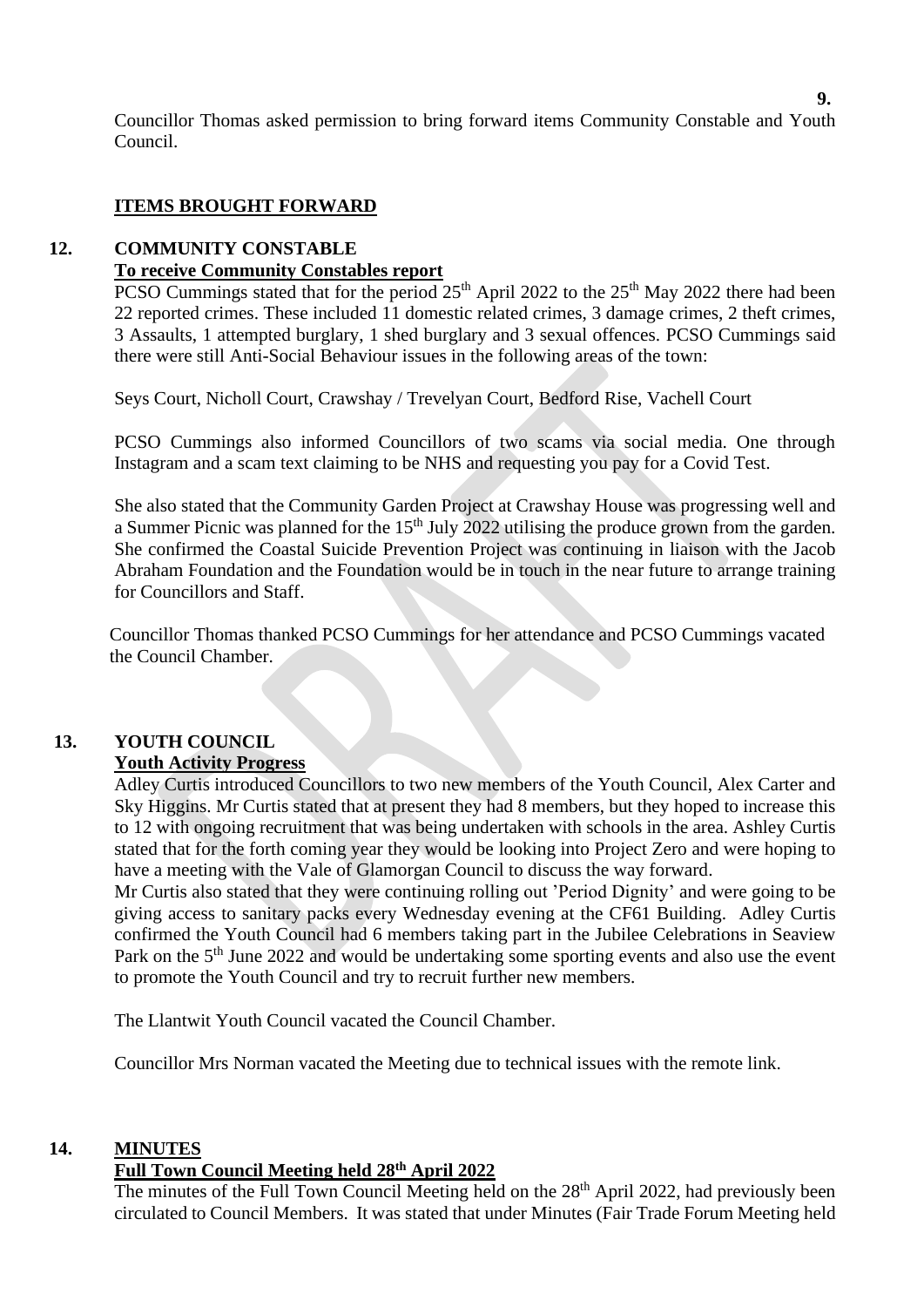Councillor Thomas asked permission to bring forward items Community Constable and Youth Council.

**ITEMS BROUGHT FORWARD**

**12. COMMUNITY CONSTABLE**

**To receive Community Constables report**

PCSO Cummings stated that for the period 25th April 2022 to the 25th May 2022 there had been 22 reported crimes. These included 11 domestic related crimes, 3 damage crimes, 2 theft crimes, 3 Assaults, 1 attempted burglary, 1 shed burglary and 3 sexual offences. PCSO Cummings said there were still Anti-Social Behaviour issues in the following areas of the town:

Seys Court, Nicholl Court, Crawshay / Trevelyan Court, Bedford Rise, Vachell Court

PCSO Cummings also informed Councillors of two scams via social media. One through Instagram and a scam text claiming to be NHS and requesting you pay for a Covid Test.

She also stated that the Community Garden Project at Crawshay House was progressing well and a Summer Picnic was planned for the 15th July 2022 utilising the produce grown from the garden. She confirmed the Coastal Suicide Prevention Project was continuing in liaison with the Jacob Abraham Foundation and the Foundation would be in touch in the near future to arrange training for Councillors and Staff.

Councillor Thomas thanked PCSO Cummings for her attendance and PCSO Cummings vacated the Council Chamber.

**13. YOUTH COUNCIL**

**Youth Activity Progress**

Adley Curtis introduced Councillors to two new members of the Youth Council, Alex Carter and Sky Higgins. Mr Curtis stated that at present they had 8 members, but they hoped to increase this to 12 with ongoing recruitment that was being undertaken with schools in the area. Ashley Curtis stated that for the forth coming year they would be looking into Project Zero and were hoping to have a meeting with the Vale of Glamorgan Council to discuss the way forward.

Mr Curtis also stated that they were continuing rolling out 'Period Dignity' and were going to be giving access to sanitary packs every Wednesday evening at the CF61 Building. Adley Curtis confirmed the Youth Council had 6 members taking part in the Jubilee Celebrations in Seaview Park on the 5th June 2022 and would be undertaking some sporting events and also use the event to promote the Youth Council and try to recruit further new members.

The Llantwit Youth Council vacated the Council Chamber.

Councillor Mrs Norman vacated the Meeting due to technical issues with the remote link.

**14. MINUTES**

**Full Town Council Meeting held 28th April 2022**

The minutes of the Full Town Council Meeting held on the 28th April 2022, had previously been circulated to Council Members. It was stated that under Minutes (Fair Trade Forum Meeting held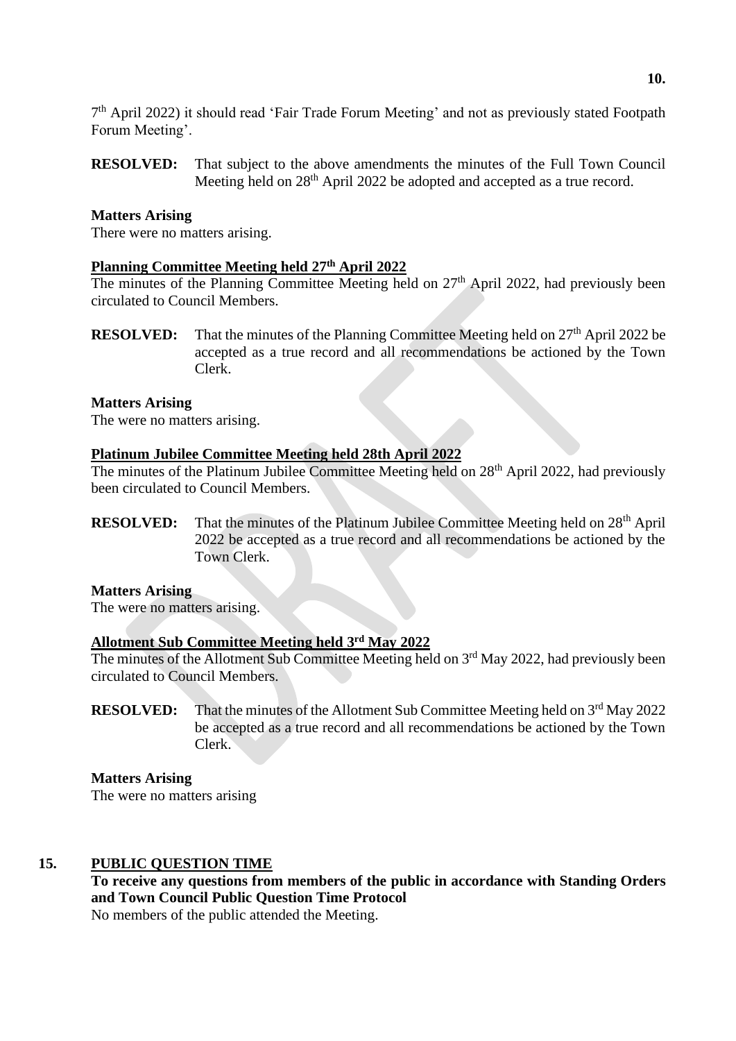7th April 2022) it should read 'Fair Trade Forum Meeting' and not as previously stated Footpath Forum Meeting'.

**RESOLVED:** That subject to the above amendments the minutes of the Full Town Council Meeting held on 28th April 2022 be adopted and accepted as a true record.

**Matters Arising**

There were no matters arising.

**Planning Committee Meeting held 27th April 2022**

The minutes of the Planning Committee Meeting held on 27th April 2022, had previously been circulated to Council Members.

**RESOLVED:** That the minutes of the Planning Committee Meeting held on 27th April 2022 be accepted as a true record and all recommendations be actioned by the Town Clerk.

**Matters Arising**

The were no matters arising.

**Platinum Jubilee Committee Meeting held 28th April 2022**

The minutes of the Platinum Jubilee Committee Meeting held on 28th April 2022, had previously been circulated to Council Members.

**RESOLVED:** That the minutes of the Platinum Jubilee Committee Meeting held on 28th April 2022 be accepted as a true record and all recommendations be actioned by the Town Clerk.

**Matters Arising**

The were no matters arising.

**Allotment Sub Committee Meeting held 3rd May 2022**

The minutes of the Allotment Sub Committee Meeting held on 3rd May 2022, had previously been circulated to Council Members.

**RESOLVED:** That the minutes of the Allotment Sub Committee Meeting held on 3rd May 2022 be accepted as a true record and all recommendations be actioned by the Town Clerk.

**Matters Arising**

The were no matters arising

## 15. PUBLIC QUESTION TIME

**To receive any questions from members of the public in accordance with Standing Orders and Town Council Public Question Time Protocol**

No members of the public attended the Meeting.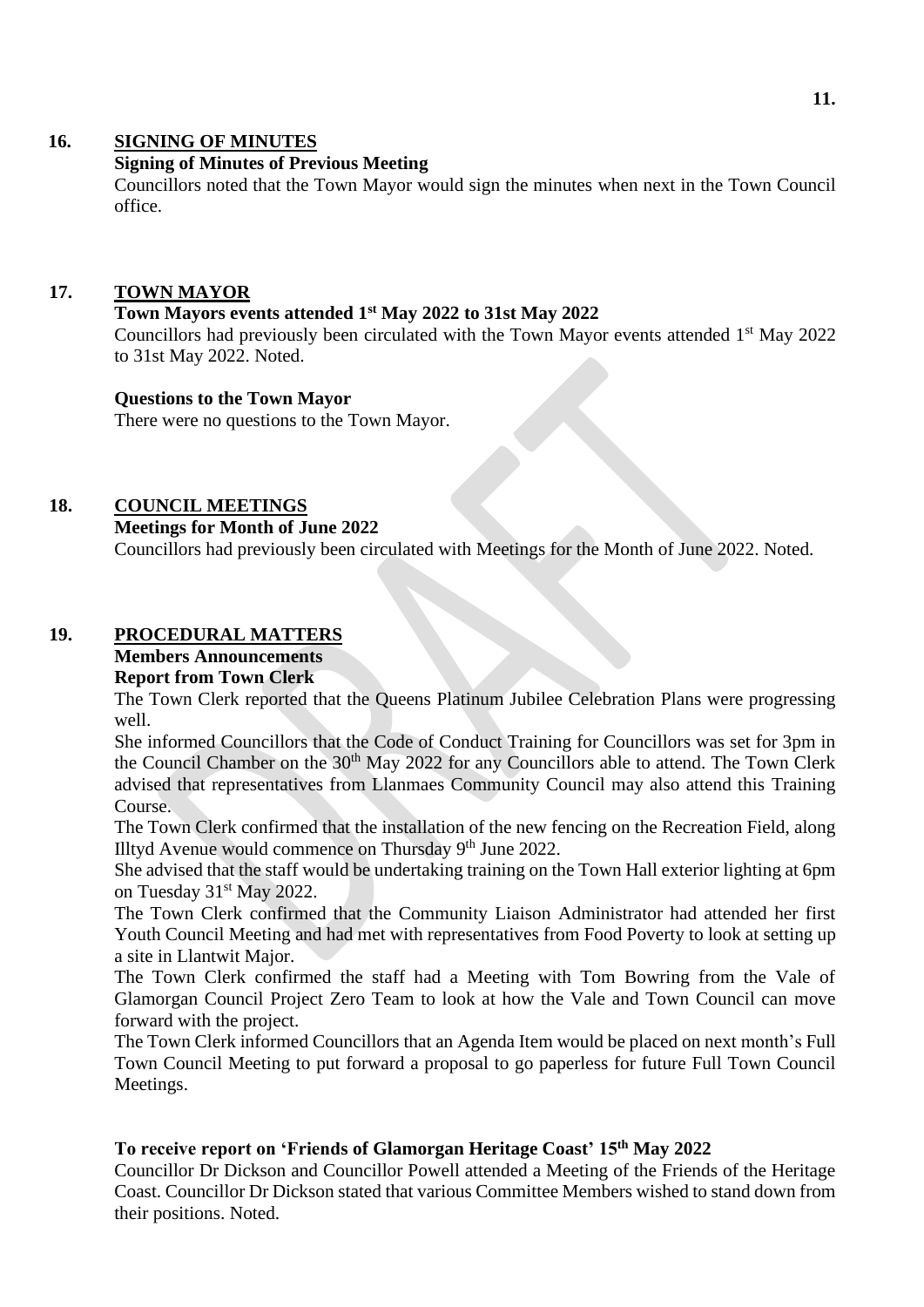## 16. SIGNING OF MINUTES

**Signing of Minutes of Previous Meeting**

Councillors noted that the Town Mayor would sign the minutes when next in the Town Council office.

## 17. TOWN MAYOR

**Town Mayors events attended 1st May 2022 to 31st May 2022**

Councillors had previously been circulated with the Town Mayor events attended 1st May 2022 to 31st May 2022. Noted.

**Questions to the Town Mayor**

There were no questions to the Town Mayor.

## 18. COUNCIL MEETINGS

**Meetings for Month of June 2022**

Councillors had previously been circulated with Meetings for the Month of June 2022. Noted.

## 19. PROCEDURAL MATTERS

**Members Announcements**

**Report from Town Clerk**

The Town Clerk reported that the Queens Platinum Jubilee Celebration Plans were progressing well.

She informed Councillors that the Code of Conduct Training for Councillors was set for 3pm in the Council Chamber on the 30th May 2022 for any Councillors able to attend. The Town Clerk advised that representatives from Llanmaes Community Council may also attend this Training Course.

The Town Clerk confirmed that the installation of the new fencing on the Recreation Field, along Illtyd Avenue would commence on Thursday 9th June 2022.

She advised that the staff would be undertaking training on the Town Hall exterior lighting at 6pm on Tuesday 31st May 2022.

The Town Clerk confirmed that the Community Liaison Administrator had attended her first Youth Council Meeting and had met with representatives from Food Poverty to look at setting up a site in Llantwit Major.

The Town Clerk confirmed the staff had a Meeting with Tom Bowring from the Vale of Glamorgan Council Project Zero Team to look at how the Vale and Town Council can move forward with the project.

The Town Clerk informed Councillors that an Agenda Item would be placed on next month's Full Town Council Meeting to put forward a proposal to go paperless for future Full Town Council Meetings.

**To receive report on 'Friends of Glamorgan Heritage Coast' 15th May 2022**

Councillor Dr Dickson and Councillor Powell attended a Meeting of the Friends of the Heritage Coast. Councillor Dr Dickson stated that various Committee Members wished to stand down from their positions. Noted.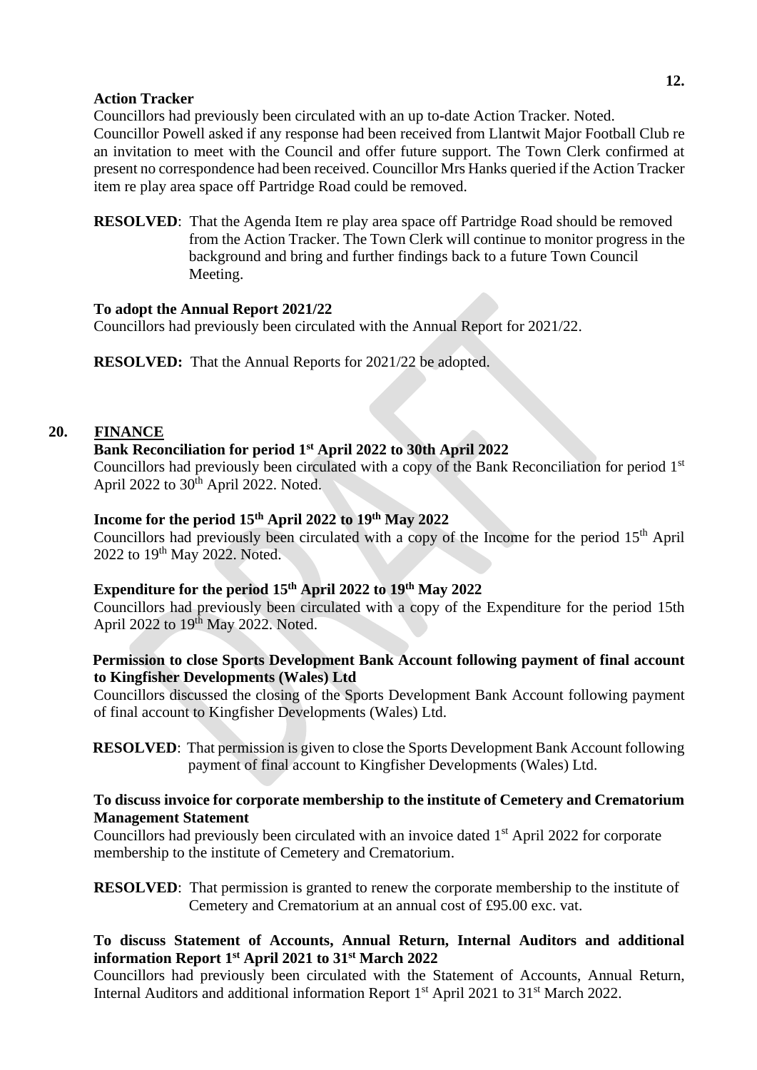**Action Tracker**

Councillors had previously been circulated with an up to-date Action Tracker. Noted.
Councillor Powell asked if any response had been received from Llantwit Major Football Club re an invitation to meet with the Council and offer future support. The Town Clerk confirmed at present no correspondence had been received. Councillor Mrs Hanks queried if the Action Tracker item re play area space off Partridge Road could be removed.

**RESOLVED**: That the Agenda Item re play area space off Partridge Road should be removed from the Action Tracker. The Town Clerk will continue to monitor progress in the background and bring and further findings back to a future Town Council Meeting.

**To adopt the Annual Report 2021/22**

Councillors had previously been circulated with the Annual Report for 2021/22.

**RESOLVED:** That the Annual Reports for 2021/22 be adopted.

## 20. FINANCE

**Bank Reconciliation for period 1st April 2022 to 30th April 2022**

Councillors had previously been circulated with a copy of the Bank Reconciliation for period 1st April 2022 to 30th April 2022. Noted.

**Income for the period 15th April 2022 to 19th May 2022**

Councillors had previously been circulated with a copy of the Income for the period 15th April 2022 to 19th May 2022. Noted.

**Expenditure for the period 15th April 2022 to 19th May 2022**

Councillors had previously been circulated with a copy of the Expenditure for the period 15th April 2022 to 19th May 2022. Noted.

**Permission to close Sports Development Bank Account following payment of final account to Kingfisher Developments (Wales) Ltd**

Councillors discussed the closing of the Sports Development Bank Account following payment of final account to Kingfisher Developments (Wales) Ltd.

**RESOLVED**: That permission is given to close the Sports Development Bank Account following payment of final account to Kingfisher Developments (Wales) Ltd.

**To discuss invoice for corporate membership to the institute of Cemetery and Crematorium Management Statement**

Councillors had previously been circulated with an invoice dated 1st April 2022 for corporate membership to the institute of Cemetery and Crematorium.

**RESOLVED**: That permission is granted to renew the corporate membership to the institute of Cemetery and Crematorium at an annual cost of £95.00 exc. vat.

**To discuss Statement of Accounts, Annual Return, Internal Auditors and additional information Report 1st April 2021 to 31st March 2022**

Councillors had previously been circulated with the Statement of Accounts, Annual Return, Internal Auditors and additional information Report 1st April 2021 to 31st March 2022.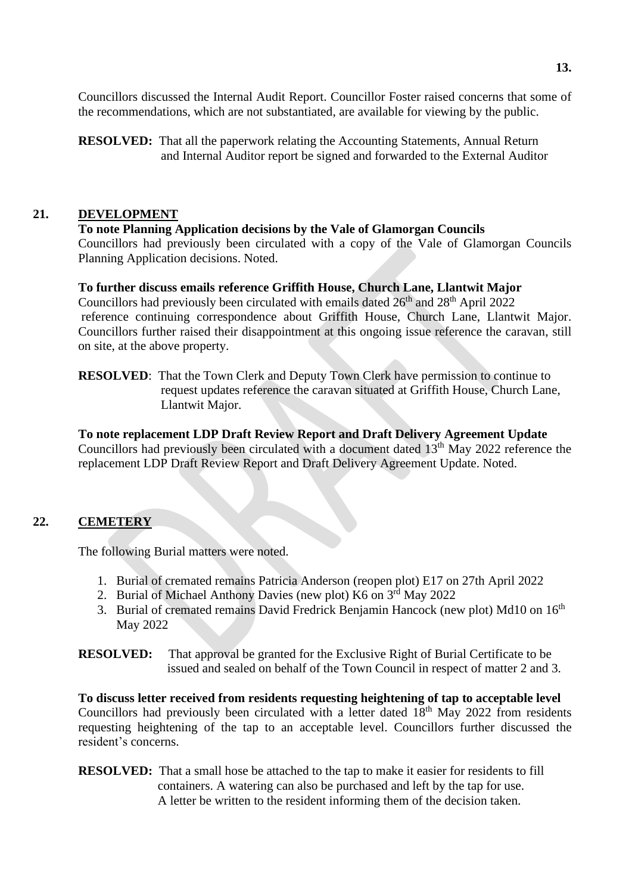Councillors discussed the Internal Audit Report. Councillor Foster raised concerns that some of the recommendations, which are not substantiated, are available for viewing by the public.

**RESOLVED:** That all the paperwork relating the Accounting Statements, Annual Return and Internal Auditor report be signed and forwarded to the External Auditor

## 21. DEVELOPMENT

**To note Planning Application decisions by the Vale of Glamorgan Councils**

Councillors had previously been circulated with a copy of the Vale of Glamorgan Councils Planning Application decisions. Noted.

**To further discuss emails reference Griffith House, Church Lane, Llantwit Major**

Councillors had previously been circulated with emails dated 26th and 28th April 2022 reference continuing correspondence about Griffith House, Church Lane, Llantwit Major. Councillors further raised their disappointment at this ongoing issue reference the caravan, still on site, at the above property.

**RESOLVED**: That the Town Clerk and Deputy Town Clerk have permission to continue to request updates reference the caravan situated at Griffith House, Church Lane, Llantwit Major.

**To note replacement LDP Draft Review Report and Draft Delivery Agreement Update**

Councillors had previously been circulated with a document dated 13th May 2022 reference the replacement LDP Draft Review Report and Draft Delivery Agreement Update. Noted.

## 22. CEMETERY

The following Burial matters were noted.

1. Burial of cremated remains Patricia Anderson (reopen plot) E17 on 27th April 2022
2. Burial of Michael Anthony Davies (new plot) K6 on 3rd May 2022
3. Burial of cremated remains David Fredrick Benjamin Hancock (new plot) Md10 on 16th May 2022

**RESOLVED:** That approval be granted for the Exclusive Right of Burial Certificate to be issued and sealed on behalf of the Town Council in respect of matter 2 and 3.

**To discuss letter received from residents requesting heightening of tap to acceptable level**

Councillors had previously been circulated with a letter dated 18th May 2022 from residents requesting heightening of the tap to an acceptable level. Councillors further discussed the resident's concerns.

**RESOLVED:** That a small hose be attached to the tap to make it easier for residents to fill containers. A watering can also be purchased and left by the tap for use. A letter be written to the resident informing them of the decision taken.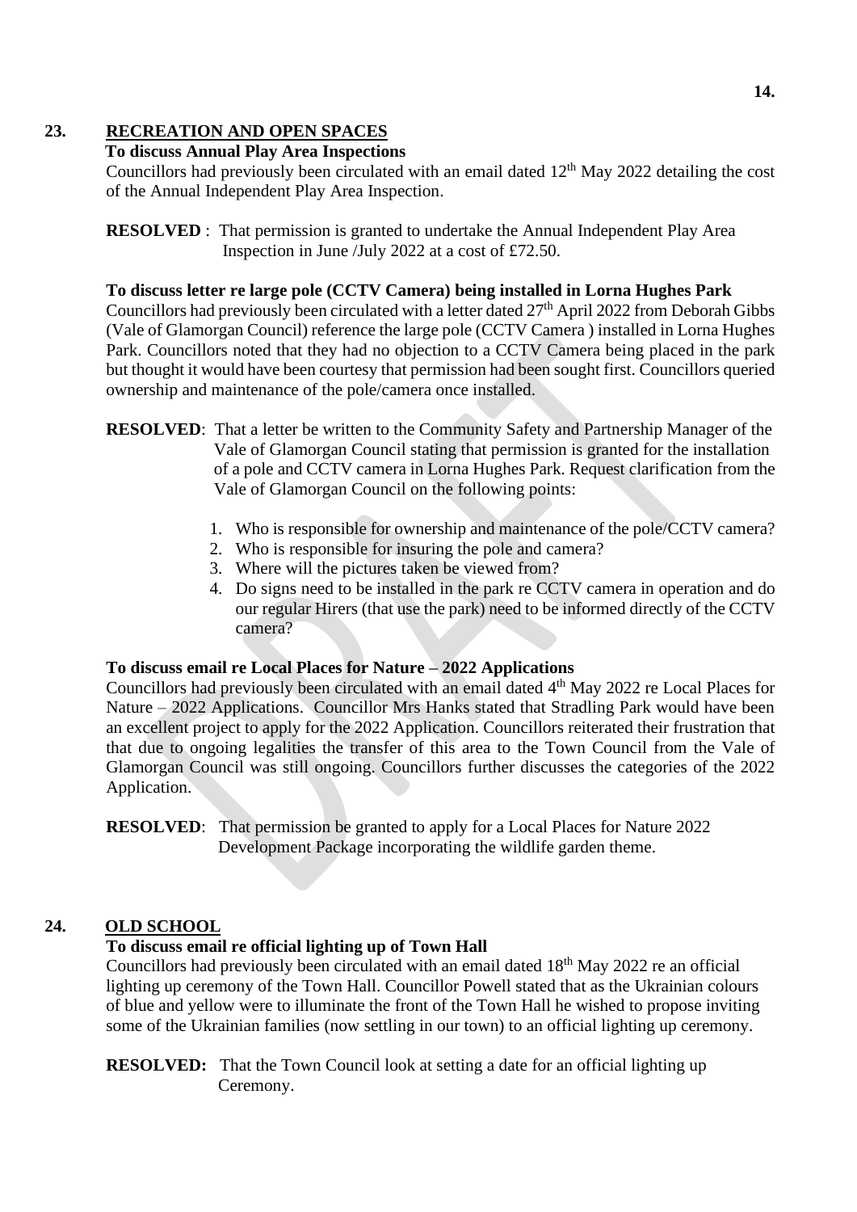## 23. RECREATION AND OPEN SPACES

**To discuss Annual Play Area Inspections**

Councillors had previously been circulated with an email dated 12th May 2022 detailing the cost of the Annual Independent Play Area Inspection.

**RESOLVED** : That permission is granted to undertake the Annual Independent Play Area Inspection in June /July 2022 at a cost of £72.50.

**To discuss letter re large pole (CCTV Camera) being installed in Lorna Hughes Park**

Councillors had previously been circulated with a letter dated 27th April 2022 from Deborah Gibbs (Vale of Glamorgan Council) reference the large pole (CCTV Camera ) installed in Lorna Hughes Park. Councillors noted that they had no objection to a CCTV Camera being placed in the park but thought it would have been courtesy that permission had been sought first. Councillors queried ownership and maintenance of the pole/camera once installed.

**RESOLVED**: That a letter be written to the Community Safety and Partnership Manager of the Vale of Glamorgan Council stating that permission is granted for the installation of a pole and CCTV camera in Lorna Hughes Park. Request clarification from the Vale of Glamorgan Council on the following points:

1. Who is responsible for ownership and maintenance of the pole/CCTV camera?
2. Who is responsible for insuring the pole and camera?
3. Where will the pictures taken be viewed from?
4. Do signs need to be installed in the park re CCTV camera in operation and do our regular Hirers (that use the park) need to be informed directly of the CCTV camera?

**To discuss email re Local Places for Nature – 2022 Applications**

Councillors had previously been circulated with an email dated 4th May 2022 re Local Places for Nature – 2022 Applications. Councillor Mrs Hanks stated that Stradling Park would have been an excellent project to apply for the 2022 Application. Councillors reiterated their frustration that that due to ongoing legalities the transfer of this area to the Town Council from the Vale of Glamorgan Council was still ongoing. Councillors further discusses the categories of the 2022 Application.

**RESOLVED**: That permission be granted to apply for a Local Places for Nature 2022 Development Package incorporating the wildlife garden theme.

## 24. OLD SCHOOL

**To discuss email re official lighting up of Town Hall**

Councillors had previously been circulated with an email dated 18th May 2022 re an official lighting up ceremony of the Town Hall. Councillor Powell stated that as the Ukrainian colours of blue and yellow were to illuminate the front of the Town Hall he wished to propose inviting some of the Ukrainian families (now settling in our town) to an official lighting up ceremony.

**RESOLVED:** That the Town Council look at setting a date for an official lighting up Ceremony.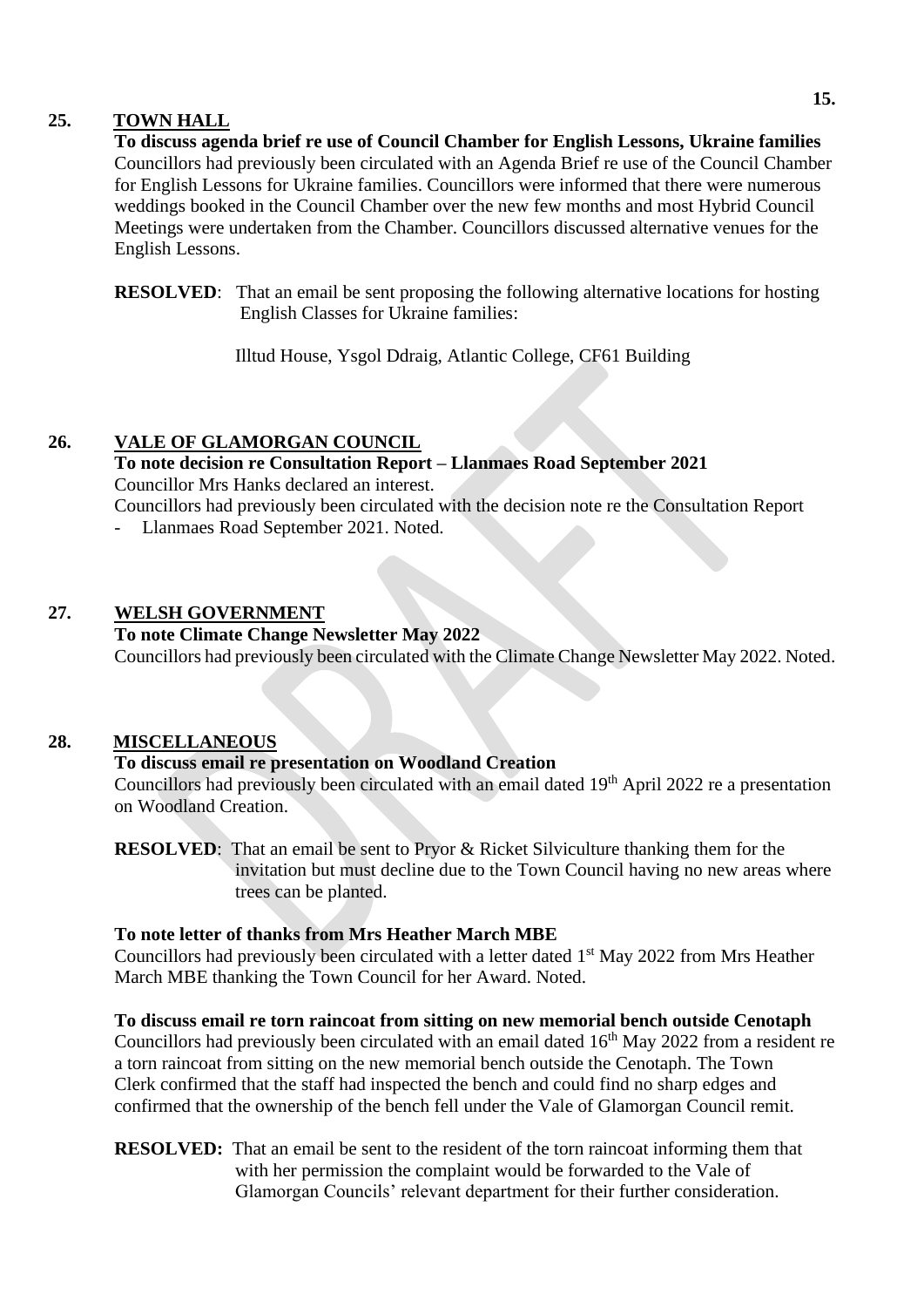## 25. TOWN HALL

**To discuss agenda brief re use of Council Chamber for English Lessons, Ukraine families**

Councillors had previously been circulated with an Agenda Brief re use of the Council Chamber for English Lessons for Ukraine families. Councillors were informed that there were numerous weddings booked in the Council Chamber over the new few months and most Hybrid Council Meetings were undertaken from the Chamber. Councillors discussed alternative venues for the English Lessons.

**RESOLVED**: That an email be sent proposing the following alternative locations for hosting English Classes for Ukraine families:

Illtud House, Ysgol Ddraig, Atlantic College, CF61 Building

## 26. VALE OF GLAMORGAN COUNCIL

**To note decision re Consultation Report – Llanmaes Road September 2021**

Councillor Mrs Hanks declared an interest.

Councillors had previously been circulated with the decision note re the Consultation Report

- Llanmaes Road September 2021. Noted.

## 27. WELSH GOVERNMENT

**To note Climate Change Newsletter May 2022**

Councillors had previously been circulated with the Climate Change Newsletter May 2022. Noted.

## 28. MISCELLANEOUS

**To discuss email re presentation on Woodland Creation**

Councillors had previously been circulated with an email dated 19th April 2022 re a presentation on Woodland Creation.

**RESOLVED**: That an email be sent to Pryor & Ricket Silviculture thanking them for the invitation but must decline due to the Town Council having no new areas where trees can be planted.

**To note letter of thanks from Mrs Heather March MBE**

Councillors had previously been circulated with a letter dated 1st May 2022 from Mrs Heather March MBE thanking the Town Council for her Award. Noted.

**To discuss email re torn raincoat from sitting on new memorial bench outside Cenotaph**

Councillors had previously been circulated with an email dated 16th May 2022 from a resident re a torn raincoat from sitting on the new memorial bench outside the Cenotaph. The Town Clerk confirmed that the staff had inspected the bench and could find no sharp edges and confirmed that the ownership of the bench fell under the Vale of Glamorgan Council remit.

**RESOLVED:** That an email be sent to the resident of the torn raincoat informing them that with her permission the complaint would be forwarded to the Vale of Glamorgan Councils' relevant department for their further consideration.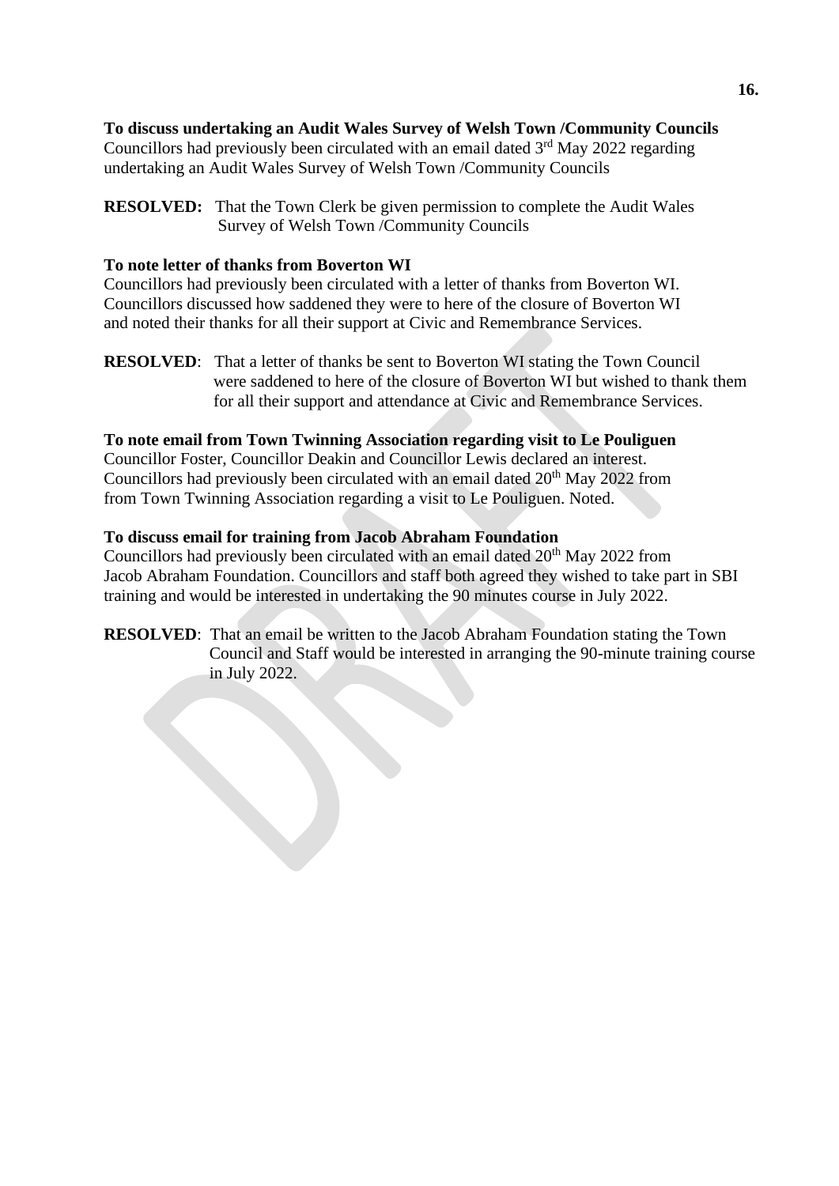**To discuss undertaking an Audit Wales Survey of Welsh Town /Community Councils**
Councillors had previously been circulated with an email dated 3rd May 2022 regarding undertaking an Audit Wales Survey of Welsh Town /Community Councils

**RESOLVED:** That the Town Clerk be given permission to complete the Audit Wales Survey of Welsh Town /Community Councils

**To note letter of thanks from Boverton WI**
Councillors had previously been circulated with a letter of thanks from Boverton WI. Councillors discussed how saddened they were to here of the closure of Boverton WI and noted their thanks for all their support at Civic and Remembrance Services.

**RESOLVED**: That a letter of thanks be sent to Boverton WI stating the Town Council were saddened to here of the closure of Boverton WI but wished to thank them for all their support and attendance at Civic and Remembrance Services.

**To note email from Town Twinning Association regarding visit to Le Pouliguen**
Councillor Foster, Councillor Deakin and Councillor Lewis declared an interest. Councillors had previously been circulated with an email dated 20th May 2022 from from Town Twinning Association regarding a visit to Le Pouliguen. Noted.

**To discuss email for training from Jacob Abraham Foundation**
Councillors had previously been circulated with an email dated 20th May 2022 from Jacob Abraham Foundation. Councillors and staff both agreed they wished to take part in SBI training and would be interested in undertaking the 90 minutes course in July 2022.

**RESOLVED**: That an email be written to the Jacob Abraham Foundation stating the Town Council and Staff would be interested in arranging the 90-minute training course in July 2022.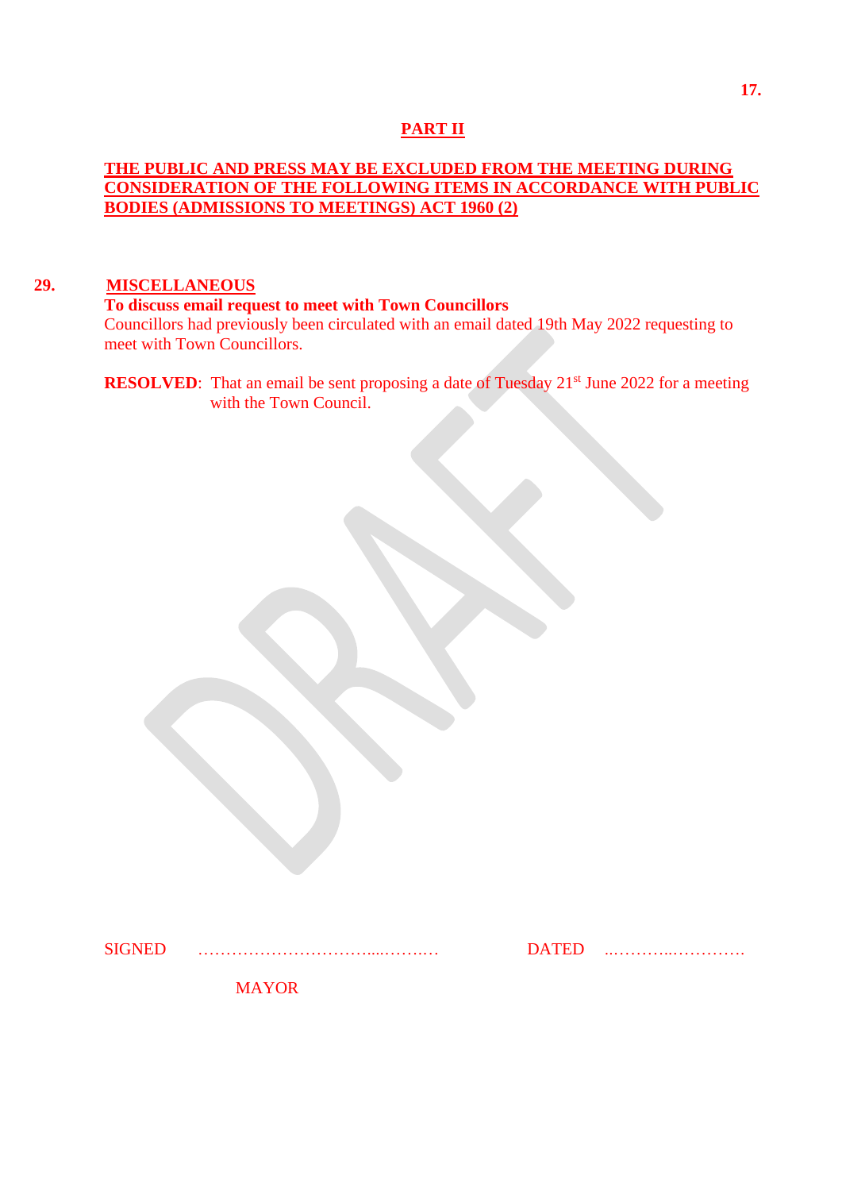## PART II

**THE PUBLIC AND PRESS MAY BE EXCLUDED FROM THE MEETING DURING CONSIDERATION OF THE FOLLOWING ITEMS IN ACCORDANCE WITH PUBLIC BODIES (ADMISSIONS TO MEETINGS) ACT 1960 (2)**

**29. MISCELLANEOUS**

**To discuss email request to meet with Town Councillors**

Councillors had previously been circulated with an email dated 19th May 2022 requesting to meet with Town Councillors.

**RESOLVED**: That an email be sent proposing a date of Tuesday 21st June 2022 for a meeting with the Town Council.

SIGNED ……………………………...……..… DATED ..………...…………

MAYOR